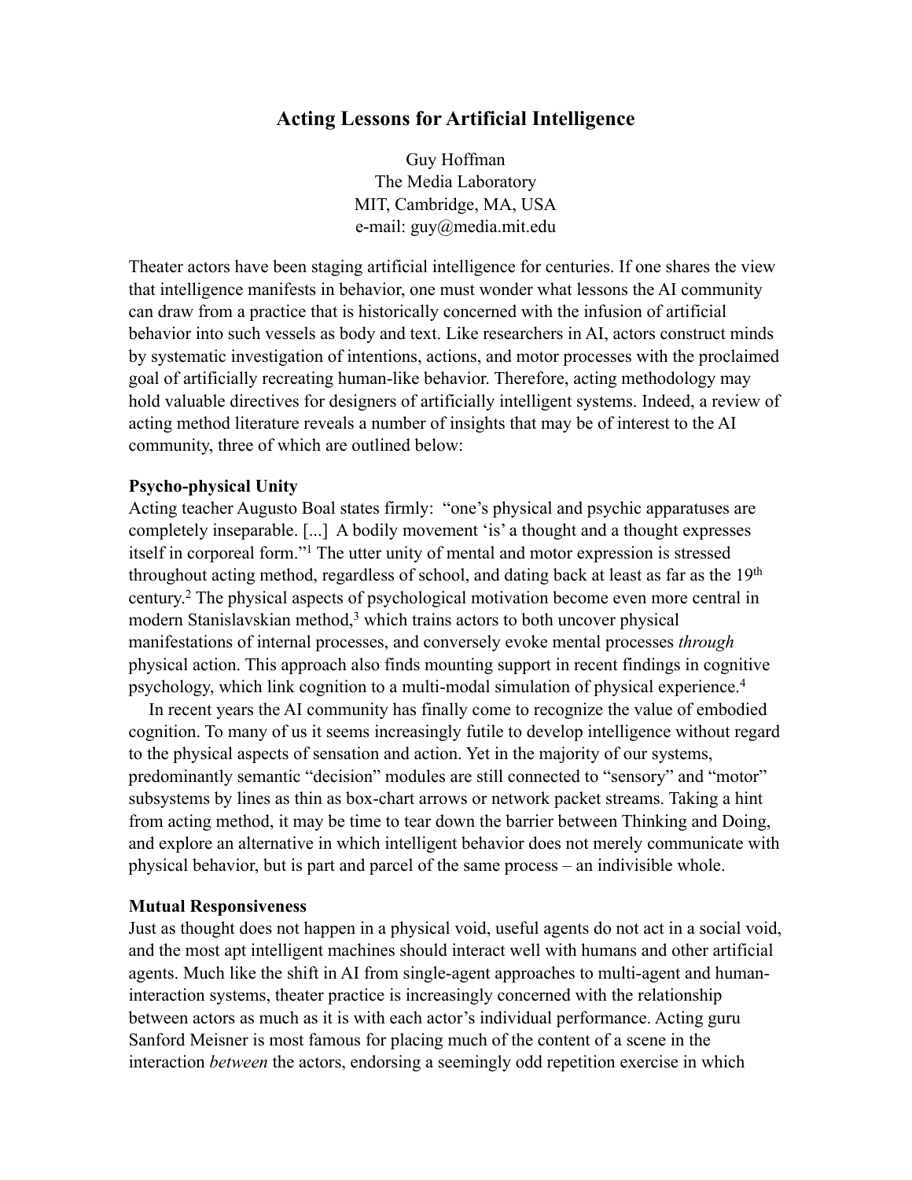# Acting Lessons for Artificial Intelligence

Guy Hoffman  
The Media Laboratory  
MIT, Cambridge, MA, USA  
e-mail: guy@media.mit.edu

Theater actors have been staging artificial intelligence for centuries. If one shares the view that intelligence manifests in behavior, one must wonder what lessons the AI community can draw from a practice that is historically concerned with the infusion of artificial behavior into such vessels as body and text. Like researchers in AI, actors construct minds by systematic investigation of intentions, actions, and motor processes with the proclaimed goal of artificially recreating human-like behavior. Therefore, acting methodology may hold valuable directives for designers of artificially intelligent systems. Indeed, a review of acting method literature reveals a number of insights that may be of interest to the AI community, three of which are outlined below:

**Psycho-physical Unity**

Acting teacher Augusto Boal states firmly: "one's physical and psychic apparatuses are completely inseparable. [...] A bodily movement 'is' a thought and a thought expresses itself in corporeal form."[1] The utter unity of mental and motor expression is stressed throughout acting method, regardless of school, and dating back at least as far as the 19th century.[2] The physical aspects of psychological motivation become even more central in modern Stanislavskian method,[3] which trains actors to both uncover physical manifestations of internal processes, and conversely evoke mental processes *through* physical action. This approach also finds mounting support in recent findings in cognitive psychology, which link cognition to a multi-modal simulation of physical experience.[4]

In recent years the AI community has finally come to recognize the value of embodied cognition. To many of us it seems increasingly futile to develop intelligence without regard to the physical aspects of sensation and action. Yet in the majority of our systems, predominantly semantic "decision" modules are still connected to "sensory" and "motor" subsystems by lines as thin as box-chart arrows or network packet streams. Taking a hint from acting method, it may be time to tear down the barrier between Thinking and Doing, and explore an alternative in which intelligent behavior does not merely communicate with physical behavior, but is part and parcel of the same process – an indivisible whole.

**Mutual Responsiveness**

Just as thought does not happen in a physical void, useful agents do not act in a social void, and the most apt intelligent machines should interact well with humans and other artificial agents. Much like the shift in AI from single-agent approaches to multi-agent and human-interaction systems, theater practice is increasingly concerned with the relationship between actors as much as it is with each actor's individual performance. Acting guru Sanford Meisner is most famous for placing much of the content of a scene in the interaction *between* the actors, endorsing a seemingly odd repetition exercise in which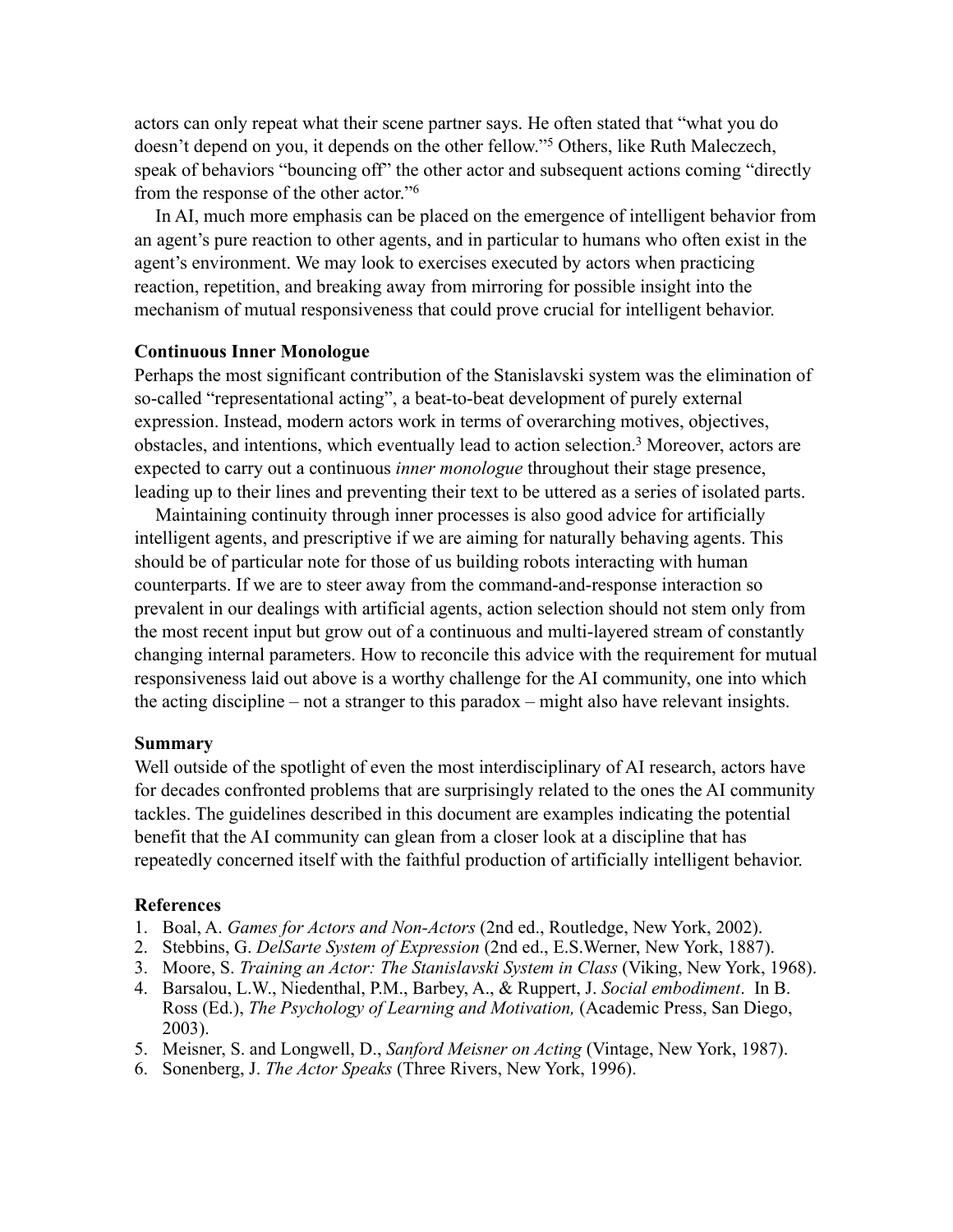actors can only repeat what their scene partner says. He often stated that "what you do doesn't depend on you, it depends on the other fellow."[5] Others, like Ruth Maleczech, speak of behaviors "bouncing off" the other actor and subsequent actions coming "directly from the response of the other actor."[6]

In AI, much more emphasis can be placed on the emergence of intelligent behavior from an agent's pure reaction to other agents, and in particular to humans who often exist in the agent's environment. We may look to exercises executed by actors when practicing reaction, repetition, and breaking away from mirroring for possible insight into the mechanism of mutual responsiveness that could prove crucial for intelligent behavior.

### Continuous Inner Monologue

Perhaps the most significant contribution of the Stanislavski system was the elimination of so-called "representational acting", a beat-to-beat development of purely external expression. Instead, modern actors work in terms of overarching motives, objectives, obstacles, and intentions, which eventually lead to action selection.[3] Moreover, actors are expected to carry out a continuous *inner monologue* throughout their stage presence, leading up to their lines and preventing their text to be uttered as a series of isolated parts.

Maintaining continuity through inner processes is also good advice for artificially intelligent agents, and prescriptive if we are aiming for naturally behaving agents. This should be of particular note for those of us building robots interacting with human counterparts. If we are to steer away from the command-and-response interaction so prevalent in our dealings with artificial agents, action selection should not stem only from the most recent input but grow out of a continuous and multi-layered stream of constantly changing internal parameters. How to reconcile this advice with the requirement for mutual responsiveness laid out above is a worthy challenge for the AI community, one into which the acting discipline – not a stranger to this paradox – might also have relevant insights.

### Summary

Well outside of the spotlight of even the most interdisciplinary of AI research, actors have for decades confronted problems that are surprisingly related to the ones the AI community tackles. The guidelines described in this document are examples indicating the potential benefit that the AI community can glean from a closer look at a discipline that has repeatedly concerned itself with the faithful production of artificially intelligent behavior.

### References

1. Boal, A. *Games for Actors and Non-Actors* (2nd ed., Routledge, New York, 2002).
2. Stebbins, G. *DelSarte System of Expression* (2nd ed., E.S.Werner, New York, 1887).
3. Moore, S. *Training an Actor: The Stanislavski System in Class* (Viking, New York, 1968).
4. Barsalou, L.W., Niedenthal, P.M., Barbey, A., & Ruppert, J. *Social embodiment*. In B. Ross (Ed.), *The Psychology of Learning and Motivation,* (Academic Press, San Diego, 2003).
5. Meisner, S. and Longwell, D., *Sanford Meisner on Acting* (Vintage, New York, 1987).
6. Sonenberg, J. *The Actor Speaks* (Three Rivers, New York, 1996).